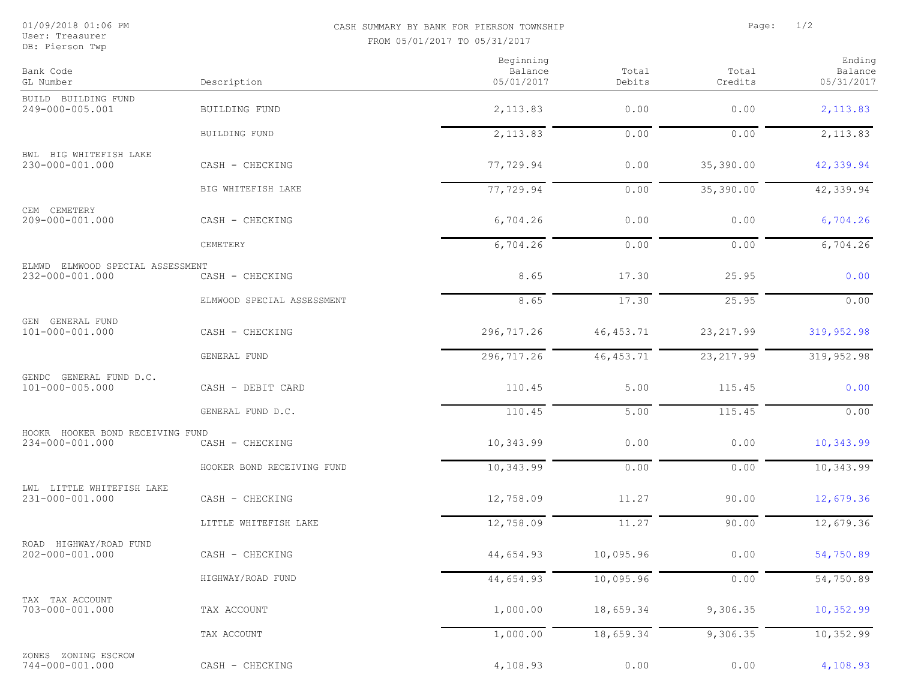01/09/2018 01:06 PM
User: Treasurer
DB: Pierson Twp

# CASH SUMMARY BY BANK FOR PIERSON TOWNSHIP

FROM 05/01/2017 TO 05/31/2017

| Bank Code GL Number | Description | Beginning Balance 05/01/2017 | Total Debits | Total Credits | Ending Balance 05/31/2017 |
|---|---|---|---|---|---|
| BUILD BUILDING FUND | | | | | |
| 249-000-005.001 | BUILDING FUND | 2,113.83 | 0.00 | 0.00 | 2,113.83 |
| | BUILDING FUND | 2,113.83 | 0.00 | 0.00 | 2,113.83 |
| BWL BIG WHITEFISH LAKE | | | | | |
| 230-000-001.000 | CASH - CHECKING | 77,729.94 | 0.00 | 35,390.00 | 42,339.94 |
| | BIG WHITEFISH LAKE | 77,729.94 | 0.00 | 35,390.00 | 42,339.94 |
| CEM CEMETERY | | | | | |
| 209-000-001.000 | CASH - CHECKING | 6,704.26 | 0.00 | 0.00 | 6,704.26 |
| | CEMETERY | 6,704.26 | 0.00 | 0.00 | 6,704.26 |
| ELMWD ELMWOOD SPECIAL ASSESSMENT | | | | | |
| 232-000-001.000 | CASH - CHECKING | 8.65 | 17.30 | 25.95 | 0.00 |
| | ELMWOOD SPECIAL ASSESSMENT | 8.65 | 17.30 | 25.95 | 0.00 |
| GEN GENERAL FUND | | | | | |
| 101-000-001.000 | CASH - CHECKING | 296,717.26 | 46,453.71 | 23,217.99 | 319,952.98 |
| | GENERAL FUND | 296,717.26 | 46,453.71 | 23,217.99 | 319,952.98 |
| GENDC GENERAL FUND D.C. | | | | | |
| 101-000-005.000 | CASH - DEBIT CARD | 110.45 | 5.00 | 115.45 | 0.00 |
| | GENERAL FUND D.C. | 110.45 | 5.00 | 115.45 | 0.00 |
| HOOKR HOOKER BOND RECEIVING FUND | | | | | |
| 234-000-001.000 | CASH - CHECKING | 10,343.99 | 0.00 | 0.00 | 10,343.99 |
| | HOOKER BOND RECEIVING FUND | 10,343.99 | 0.00 | 0.00 | 10,343.99 |
| LWL LITTLE WHITEFISH LAKE | | | | | |
| 231-000-001.000 | CASH - CHECKING | 12,758.09 | 11.27 | 90.00 | 12,679.36 |
| | LITTLE WHITEFISH LAKE | 12,758.09 | 11.27 | 90.00 | 12,679.36 |
| ROAD HIGHWAY/ROAD FUND | | | | | |
| 202-000-001.000 | CASH - CHECKING | 44,654.93 | 10,095.96 | 0.00 | 54,750.89 |
| | HIGHWAY/ROAD FUND | 44,654.93 | 10,095.96 | 0.00 | 54,750.89 |
| TAX TAX ACCOUNT | | | | | |
| 703-000-001.000 | TAX ACCOUNT | 1,000.00 | 18,659.34 | 9,306.35 | 10,352.99 |
| | TAX ACCOUNT | 1,000.00 | 18,659.34 | 9,306.35 | 10,352.99 |
| ZONES ZONING ESCROW | | | | | |
| 744-000-001.000 | CASH - CHECKING | 4,108.93 | 0.00 | 0.00 | 4,108.93 |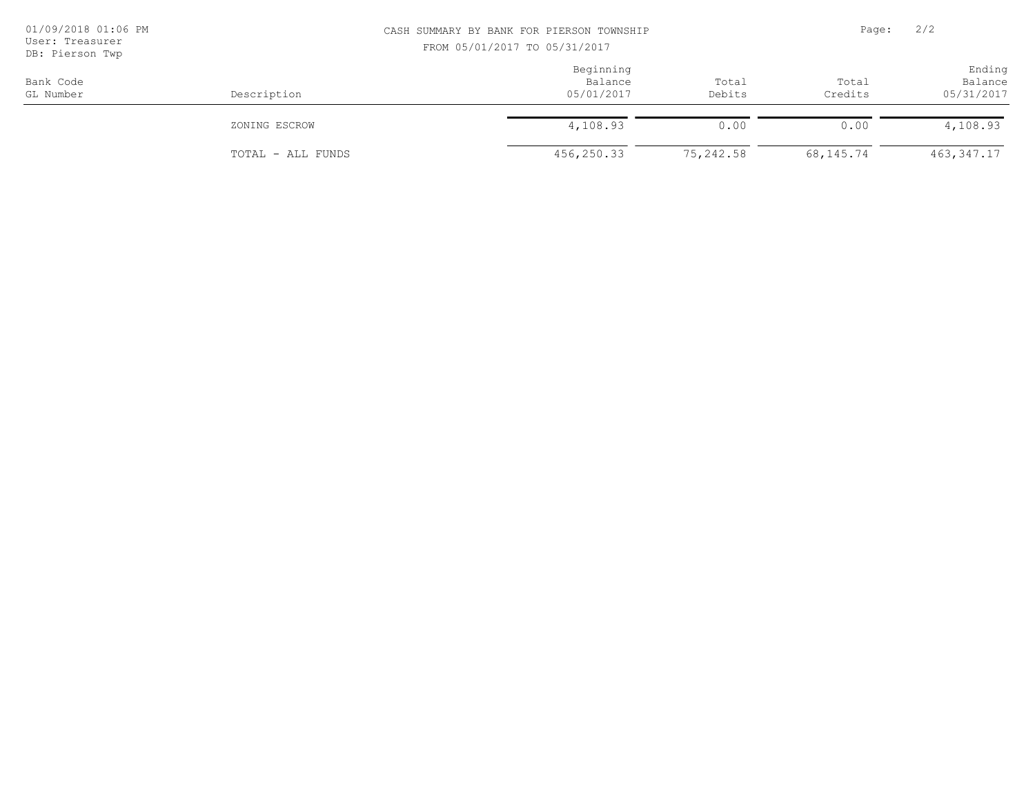# CASH SUMMARY BY BANK FOR PIERSON TOWNSHIP

FROM 05/01/2017 TO 05/31/2017

| Bank Code GL Number | Description | Beginning Balance 05/01/2017 | Total Debits | Total Credits | Ending Balance 05/31/2017 |
|---|---|---|---|---|---|
| | ZONING ESCROW | 4,108.93 | 0.00 | 0.00 | 4,108.93 |
| | TOTAL - ALL FUNDS | 456,250.33 | 75,242.58 | 68,145.74 | 463,347.17 |